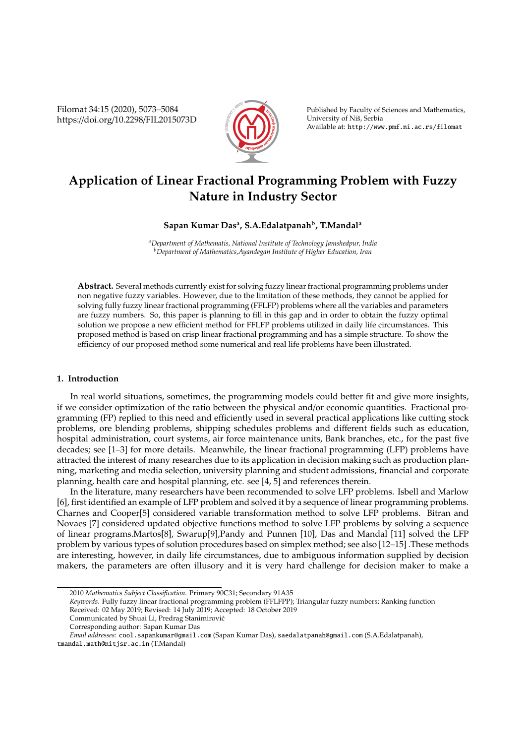# Application of Linear Fractional Programming Problem with Fuzzy Nature in Industry Sector

**Sapan Kumar Das[a], S.A.Edalatpanah[b], T.Mandal[a]**

*[a]Department of Mathematis, National Institute of Technology Jamshedpur, India*
*[b]Department of Mathematics,Ayandegan Institute of Higher Education, Iran*

**Abstract.** Several methods currently exist for solving fuzzy linear fractional programming problems under non negative fuzzy variables. However, due to the limitation of these methods, they cannot be applied for solving fully fuzzy linear fractional programming (FFLFP) problems where all the variables and parameters are fuzzy numbers. So, this paper is planning to fill in this gap and in order to obtain the fuzzy optimal solution we propose a new efficient method for FFLFP problems utilized in daily life circumstances. This proposed method is based on crisp linear fractional programming and has a simple structure. To show the efficiency of our proposed method some numerical and real life problems have been illustrated.

## 1. Introduction

In real world situations, sometimes, the programming models could better fit and give more insights, if we consider optimization of the ratio between the physical and/or economic quantities. Fractional programming (FP) replied to this need and efficiently used in several practical applications like cutting stock problems, ore blending problems, shipping schedules problems and different fields such as education, hospital administration, court systems, air force maintenance units, Bank branches, etc., for the past five decades; see [1–3] for more details. Meanwhile, the linear fractional programming (LFP) problems have attracted the interest of many researches due to its application in decision making such as production planning, marketing and media selection, university planning and student admissions, financial and corporate planning, health care and hospital planning, etc. see [4, 5] and references therein.

In the literature, many researchers have been recommended to solve LFP problems. Isbell and Marlow [6], first identified an example of LFP problem and solved it by a sequence of linear programming problems. Charnes and Cooper[5] considered variable transformation method to solve LFP problems. Bitran and Novaes [7] considered updated objective functions method to solve LFP problems by solving a sequence of linear programs.Martos[8], Swarup[9],Pandy and Punnen [10], Das and Mandal [11] solved the LFP problem by various types of solution procedures based on simplex method; see also [12–15] .These methods are interesting, however, in daily life circumstances, due to ambiguous information supplied by decision makers, the parameters are often illusory and it is very hard challenge for decision maker to make a

---

2010 *Mathematics Subject Classification*. Primary 90C31; Secondary 91A35

*Keywords*. Fully fuzzy linear fractional programming problem (FFLFPP); Triangular fuzzy numbers; Ranking function

Received: 02 May 2019; Revised: 14 July 2019; Accepted: 18 October 2019

Communicated by Shuai Li, Predrag Stanimirović

Corresponding author: Sapan Kumar Das

*Email addresses:* cool.sapankumar@gmail.com (Sapan Kumar Das), saedalatpanah@gmail.com (S.A.Edalatpanah), tmandal.math@nitjsr.ac.in (T.Mandal)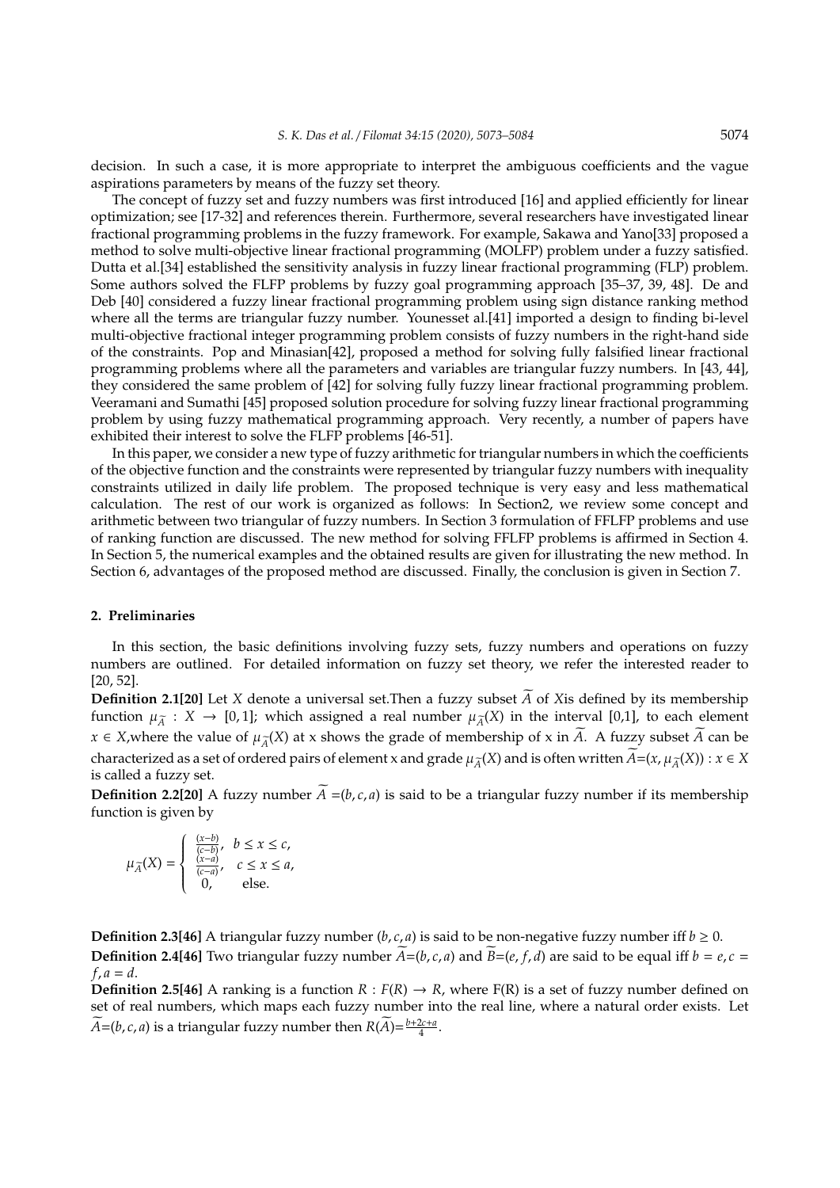decision. In such a case, it is more appropriate to interpret the ambiguous coefficients and the vague aspirations parameters by means of the fuzzy set theory.

The concept of fuzzy set and fuzzy numbers was first introduced [16] and applied efficiently for linear optimization; see [17-32] and references therein. Furthermore, several researchers have investigated linear fractional programming problems in the fuzzy framework. For example, Sakawa and Yano[33] proposed a method to solve multi-objective linear fractional programming (MOLFP) problem under a fuzzy satisfied. Dutta et al.[34] established the sensitivity analysis in fuzzy linear fractional programming (FLP) problem. Some authors solved the FLFP problems by fuzzy goal programming approach [35–37, 39, 48]. De and Deb [40] considered a fuzzy linear fractional programming problem using sign distance ranking method where all the terms are triangular fuzzy number. Younesset al.[41] imported a design to finding bi-level multi-objective fractional integer programming problem consists of fuzzy numbers in the right-hand side of the constraints. Pop and Minasian[42], proposed a method for solving fully falsified linear fractional programming problems where all the parameters and variables are triangular fuzzy numbers. In [43, 44], they considered the same problem of [42] for solving fully fuzzy linear fractional programming problem. Veeramani and Sumathi [45] proposed solution procedure for solving fuzzy linear fractional programming problem by using fuzzy mathematical programming approach. Very recently, a number of papers have exhibited their interest to solve the FLFP problems [46-51].

In this paper, we consider a new type of fuzzy arithmetic for triangular numbers in which the coefficients of the objective function and the constraints were represented by triangular fuzzy numbers with inequality constraints utilized in daily life problem. The proposed technique is very easy and less mathematical calculation. The rest of our work is organized as follows: In Section2, we review some concept and arithmetic between two triangular of fuzzy numbers. In Section 3 formulation of FFLFP problems and use of ranking function are discussed. The new method for solving FFLFP problems is affirmed in Section 4. In Section 5, the numerical examples and the obtained results are given for illustrating the new method. In Section 6, advantages of the proposed method are discussed. Finally, the conclusion is given in Section 7.

## 2. Preliminaries

In this section, the basic definitions involving fuzzy sets, fuzzy numbers and operations on fuzzy numbers are outlined. For detailed information on fuzzy set theory, we refer the interested reader to [20, 52].

**Definition 2.1[20]** Let $X$ denote a universal set.Then a fuzzy subset $\widetilde{A}$ of $X$is defined by its membership function $\mu_{\widetilde{A}} : X \to [0, 1]$; which assigned a real number $\mu_{\widetilde{A}}(X)$ in the interval [0,1], to each element $x \in X$,where the value of $\mu_{\widetilde{A}}(X)$ at x shows the grade of membership of x in $\widetilde{A}$. A fuzzy subset $\widetilde{A}$ can be characterized as a set of ordered pairs of element x and grade $\mu_{\widetilde{A}}(X)$ and is often written $\widetilde{A}$=$(x, \mu_{\widetilde{A}}(X)) : x \in X$ is called a fuzzy set.

**Definition 2.2[20]** A fuzzy number $\widetilde{A}$ =$(b, c, a)$ is said to be a triangular fuzzy number if its membership function is given by

$$\mu_{\widetilde{A}}(X) = \begin{cases} \frac{(x-b)}{(c-b)}, & b \leq x \leq c, \\ \frac{(x-a)}{(c-a)}, & c \leq x \leq a, \\ 0, & \text{else.} \end{cases}$$

**Definition 2.3[46]** A triangular fuzzy number $(b, c, a)$ is said to be non-negative fuzzy number iff $b \geq 0$.

**Definition 2.4[46]** Two triangular fuzzy number $\widetilde{A}$=$(b, c, a)$ and $\widetilde{B}$=$(e, f, d)$ are said to be equal iff $b = e, c = f, a = d$.

**Definition 2.5[46]** A ranking is a function $R : F(R) \to R$, where F(R) is a set of fuzzy number defined on set of real numbers, which maps each fuzzy number into the real line, where a natural order exists. Let $\widetilde{A}$=$(b, c, a)$ is a triangular fuzzy number then $R(\widetilde{A})$=$\frac{b+2c+a}{4}$.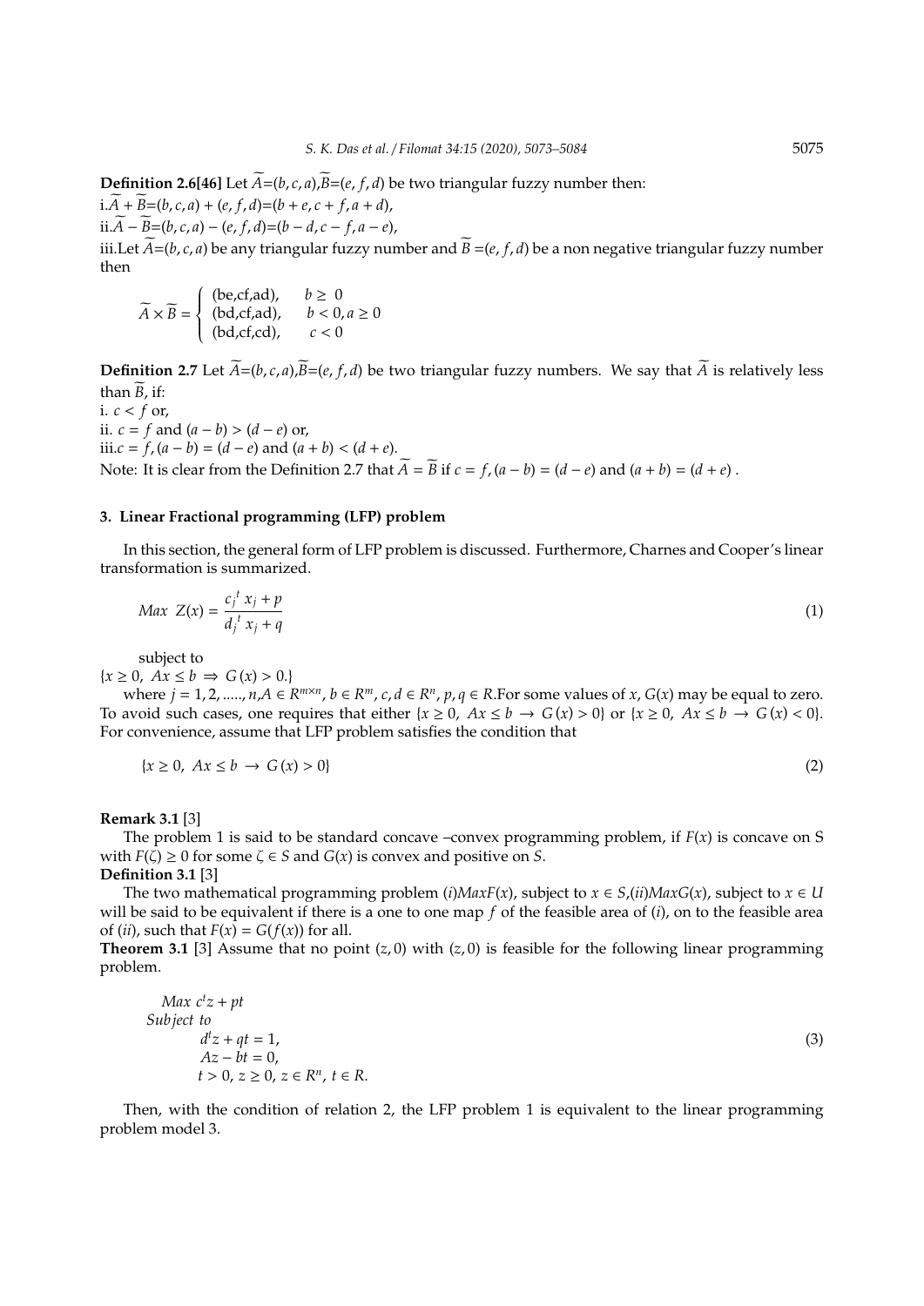**Definition 2.6[46]** Let $\widetilde{A}$=$(b, c, a)$,$\widetilde{B}$=$(e, f, d)$ be two triangular fuzzy number then:

i.$\widetilde{A} + \widetilde{B}$=$(b, c, a) + (e, f, d)$=$(b + e, c + f, a + d)$,

ii.$\widetilde{A} - \widetilde{B}$=$(b, c, a) - (e, f, d)$=$(b - d, c - f, a - e)$,

iii.Let $\widetilde{A}$=$(b, c, a)$ be any triangular fuzzy number and $\widetilde{B}$ =$(e, f, d)$ be a non negative triangular fuzzy number then

$$\widetilde{A} \times \widetilde{B} = \begin{cases} (\text{be,cf,ad}), & b \geq 0 \\ (\text{bd,cf,ad}), & b < 0, a \geq 0 \\ (\text{bd,cf,cd}), & c < 0 \end{cases}$$

**Definition 2.7** Let $\widetilde{A}$=$(b, c, a)$,$\widetilde{B}$=$(e, f, d)$ be two triangular fuzzy numbers. We say that $\widetilde{A}$ is relatively less than $\widetilde{B}$, if:

i. $c < f$ or,

ii. $c = f$ and $(a - b) > (d - e)$ or,

iii.$c = f$, $(a - b) = (d - e)$ and $(a + b) < (d + e)$.

Note: It is clear from the Definition 2.7 that $\widetilde{A} = \widetilde{B}$ if $c = f$, $(a - b) = (d - e)$ and $(a + b) = (d + e)$ .

## 3. Linear Fractional programming (LFP) problem

In this section, the general form of LFP problem is discussed. Furthermore, Charnes and Cooper's linear transformation is summarized.

$$Max \;\; Z(x) = \frac{c_j^{\,t}\, x_j + p}{d_j^{\,t}\, x_j + q} \tag{1}$$

subject to

$\{x \geq 0, \;\; Ax \leq b \;\Rightarrow\; G(x) > 0.\}$

where $j = 1, 2, ....., n$,$A \in R^{m \times n}$, $b \in R^m$, $c, d \in R^n$, $p, q \in R$.For some values of $x$, $G(x)$ may be equal to zero. To avoid such cases, one requires that either $\{x \geq 0, \;\; Ax \leq b \;\rightarrow\; G(x) > 0\}$ or $\{x \geq 0, \;\; Ax \leq b \;\rightarrow\; G(x) < 0\}$. For convenience, assume that LFP problem satisfies the condition that

$$\{x \geq 0, \;\; Ax \leq b \;\rightarrow\; G(x) > 0\} \tag{2}$$

**Remark 3.1** [3]

The problem 1 is said to be standard concave –convex programming problem, if $F(x)$ is concave on S with $F(\zeta) \geq 0$ for some $\zeta \in S$ and $G(x)$ is convex and positive on $S$.

**Definition 3.1** [3]

The two mathematical programming problem $(i)MaxF(x)$, subject to $x \in S$,$(ii)MaxG(x)$, subject to $x \in U$ will be said to be equivalent if there is a one to one map $f$ of the feasible area of $(i)$, on to the feasible area of $(ii)$, such that $F(x) = G(f(x))$ for all.

**Theorem 3.1** [3] Assume that no point $(z, 0)$ with $(z, 0)$ is feasible for the following linear programming problem.

$$\begin{aligned} & Max \;\; c^t z + pt \\ & Subject \;\; to \\ & \qquad d^t z + qt = 1, \\ & \qquad Az - bt = 0, \\ & \qquad t > 0, \; z \geq 0, \; z \in R^n, \; t \in R. \end{aligned} \tag{3}$$

Then, with the condition of relation 2, the LFP problem 1 is equivalent to the linear programming problem model 3.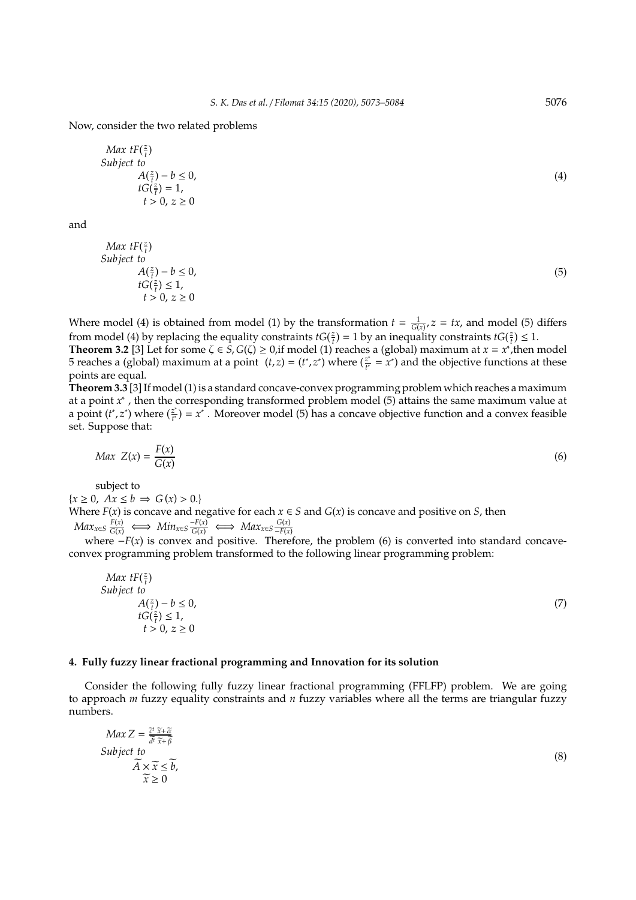Now, consider the two related problems

$$
\begin{aligned}
& Max\ tF(\tfrac{z}{t}) \\
& Subject\ to \\
& \qquad A(\tfrac{z}{t}) - b \leq 0, \\
& \qquad tG(\tfrac{z}{t}) = 1, \\
& \qquad t > 0,\ z \geq 0
\end{aligned}
\tag{4}
$$

and

$$
\begin{aligned}
& Max\ tF(\tfrac{z}{t}) \\
& Subject\ to \\
& \qquad A(\tfrac{z}{t}) - b \leq 0, \\
& \qquad tG(\tfrac{z}{t}) \leq 1, \\
& \qquad t > 0,\ z \geq 0
\end{aligned}
\tag{5}
$$

Where model (4) is obtained from model (1) by the transformation $t = \frac{1}{G(x)}, z = tx$, and model (5) differs from model (4) by replacing the equality constraints $tG(\frac{z}{t}) = 1$ by an inequality constraints $tG(\frac{z}{t}) \leq 1$.

**Theorem 3.2** [3] Let for some $\zeta \in S, G(\zeta) \geq 0$,if model (1) reaches a (global) maximum at $x = x^*$,then model 5 reaches a (global) maximum at a point $(t,z) = (t^*, z^*)$ where $(\frac{z^*}{t^*} = x^*)$ and the objective functions at these points are equal.

**Theorem 3.3** [3] If model (1) is a standard concave-convex programming problem which reaches a maximum at a point $x^*$ , then the corresponding transformed problem model (5) attains the same maximum value at a point $(t^*, z^*)$ where $(\frac{z^*}{t^*}) = x^*$ . Moreover model (5) has a concave objective function and a convex feasible set. Suppose that:

$$
Max\ \ Z(x) = \frac{F(x)}{G(x)}
\tag{6}
$$

subject to

$\{x \geq 0,\ Ax \leq b \Rightarrow G(x) > 0.\}$

Where $F(x)$ is concave and negative for each $x \in S$ and $G(x)$ is concave and positive on $S$, then

$Max_{x \in S} \frac{F(x)}{G(x)} \iff Min_{x \in S} \frac{-F(x)}{G(x)} \iff Max_{x \in S} \frac{G(x)}{-F(x)}$

where $-F(x)$ is convex and positive. Therefore, the problem (6) is converted into standard concave-convex programming problem transformed to the following linear programming problem:

$$
\begin{aligned}
& Max\ tF(\tfrac{z}{t}) \\
& Subject\ to \\
& \qquad A(\tfrac{z}{t}) - b \leq 0, \\
& \qquad tG(\tfrac{z}{t}) \leq 1, \\
& \qquad t > 0,\ z \geq 0
\end{aligned}
\tag{7}
$$

## 4. Fully fuzzy linear fractional programming and Innovation for its solution

Consider the following fully fuzzy linear fractional programming (FFLFP) problem. We are going to approach $m$ fuzzy equality constraints and $n$ fuzzy variables where all the terms are triangular fuzzy numbers.

$$
\begin{aligned}
& Max\, Z = \frac{\widetilde{c}^t\ \widetilde{x} + \widetilde{\alpha}}{\widetilde{d}^t\ \widetilde{x} + \widetilde{\beta}} \\
& Subject\ to \\
& \qquad \widetilde{A} \times \widetilde{x} \leq \widetilde{b}, \\
& \qquad \widetilde{x} \geq 0
\end{aligned}
\tag{8}
$$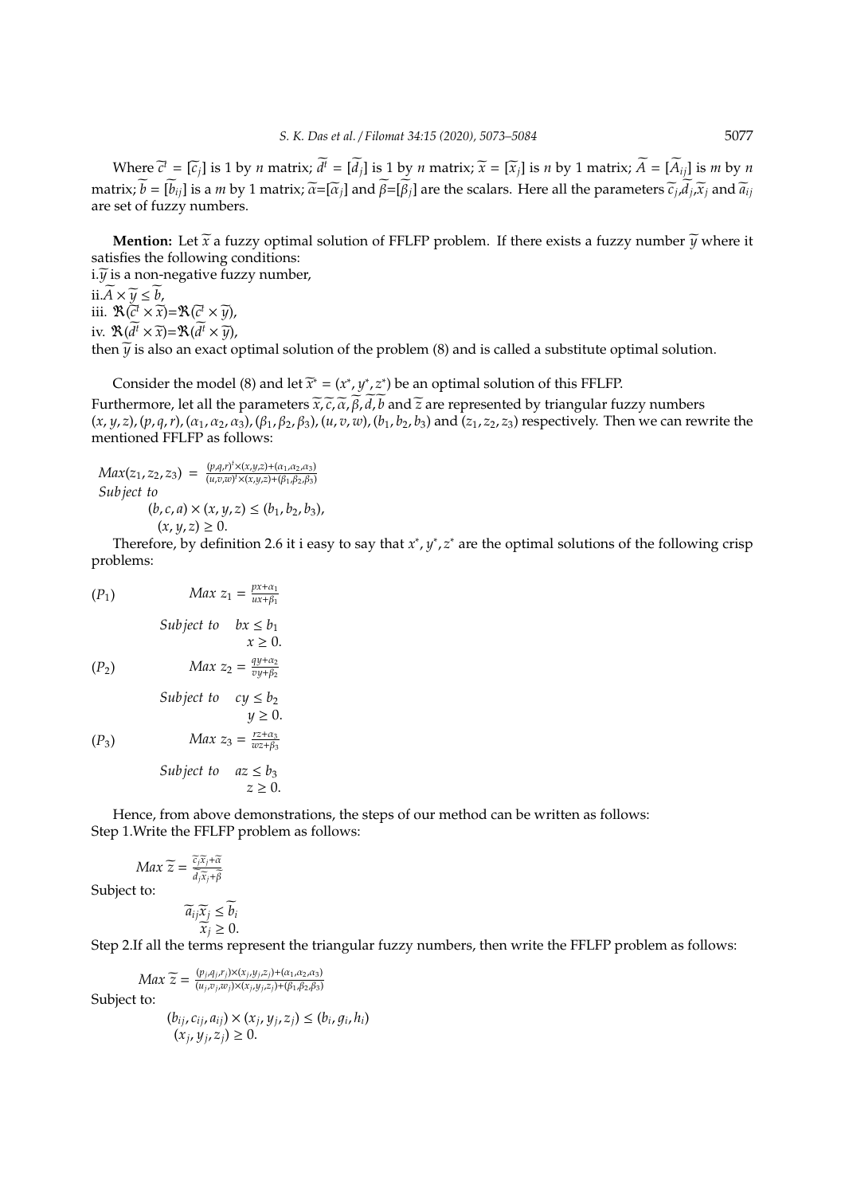Where $\widetilde{c}^t = [\widetilde{c}_j]$ is 1 by $n$ matrix; $\widetilde{d}^t = [\widetilde{d}_j]$ is 1 by $n$ matrix; $\widetilde{x} = [\widetilde{x}_j]$ is $n$ by 1 matrix; $\widetilde{A} = [\widetilde{A}_{ij}]$ is $m$ by $n$ matrix; $\widetilde{b} = [\widetilde{b}_{ij}]$ is a $m$ by 1 matrix; $\widetilde{\alpha}$=$[\widetilde{\alpha}_j]$ and $\widetilde{\beta}$=$[\widetilde{\beta}_j]$ are the scalars. Here all the parameters $\widetilde{c}_j$,$\widetilde{d}_j$,$\widetilde{x}_j$ and $\widetilde{a}_{ij}$ are set of fuzzy numbers.

**Mention:** Let $\widetilde{x}$ a fuzzy optimal solution of FFLFP problem. If there exists a fuzzy number $\widetilde{y}$ where it satisfies the following conditions:
i.$\widetilde{y}$ is a non-negative fuzzy number,
ii.$\widetilde{A} \times \widetilde{y} \leq \widetilde{b}$,
iii. $\Re(\widetilde{c}^t \times \widetilde{x})$=$\Re(\widetilde{c}^t \times \widetilde{y})$,
iv. $\Re(\widetilde{d}^t \times \widetilde{x})$=$\Re(\widetilde{d}^t \times \widetilde{y})$,
then $\widetilde{y}$ is also an exact optimal solution of the problem (8) and is called a substitute optimal solution.

Consider the model (8) and let $\widetilde{x}^* = (x^*, y^*, z^*)$ be an optimal solution of this FFLFP.
Furthermore, let all the parameters $\widetilde{x}, \widetilde{c}, \widetilde{\alpha}, \widetilde{\beta}, \widetilde{d}, \widetilde{b}$ and $\widetilde{z}$ are represented by triangular fuzzy numbers $(x, y, z), (p, q, r), (\alpha_1, \alpha_2, \alpha_3), (\beta_1, \beta_2, \beta_3), (u, v, w), (b_1, b_2, b_3)$ and $(z_1, z_2, z_3)$ respectively. Then we can rewrite the mentioned FFLFP as follows:

$$Max(z_1, z_2, z_3) = \frac{(p,q,r)^t \times (x,y,z) + (\alpha_1, \alpha_2, \alpha_3)}{(u,v,w)^t \times (x,y,z) + (\beta_1, \beta_2, \beta_3)}$$

*Subject to*

$$(b, c, a) \times (x, y, z) \leq (b_1, b_2, b_3),$$
$$(x, y, z) \geq 0.$$

Therefore, by definition 2.6 it i easy to say that $x^*, y^*, z^*$ are the optimal solutions of the following crisp problems:

$$(P_1) \qquad Max\ z_1 = \frac{px + \alpha_1}{ux + \beta_1}$$

*Subject to* $\quad bx \leq b_1$
$\qquad\qquad\qquad x \geq 0.$

$$(P_2) \qquad Max\ z_2 = \frac{qy + \alpha_2}{vy + \beta_2}$$

*Subject to* $\quad cy \leq b_2$
$\qquad\qquad\qquad y \geq 0.$

$$(P_3) \qquad Max\ z_3 = \frac{rz + \alpha_3}{wz + \beta_3}$$

*Subject to* $\quad az \leq b_3$
$\qquad\qquad\qquad z \geq 0.$

Hence, from above demonstrations, the steps of our method can be written as follows:
Step 1.Write the FFLFP problem as follows:

$$Max\ \widetilde{z} = \frac{\widetilde{c}_j \widetilde{x}_j + \widetilde{\alpha}}{\widetilde{d}_j \widetilde{x}_j + \widetilde{\beta}}$$

Subject to:

$$\widetilde{a}_{ij} \widetilde{x}_j \leq \widetilde{b}_i$$
$$\widetilde{x}_j \geq 0.$$

Step 2.If all the terms represent the triangular fuzzy numbers, then write the FFLFP problem as follows:

$$Max\ \widetilde{z} = \frac{(p_j, q_j, r_j) \times (x_j, y_j, z_j) + (\alpha_1, \alpha_2, \alpha_3)}{(u_j, v_j, w_j) \times (x_j, y_j, z_j) + (\beta_1, \beta_2, \beta_3)}$$

Subject to:

$$(b_{ij}, c_{ij}, a_{ij}) \times (x_j, y_j, z_j) \leq (b_i, g_i, h_i)$$
$$(x_j, y_j, z_j) \geq 0.$$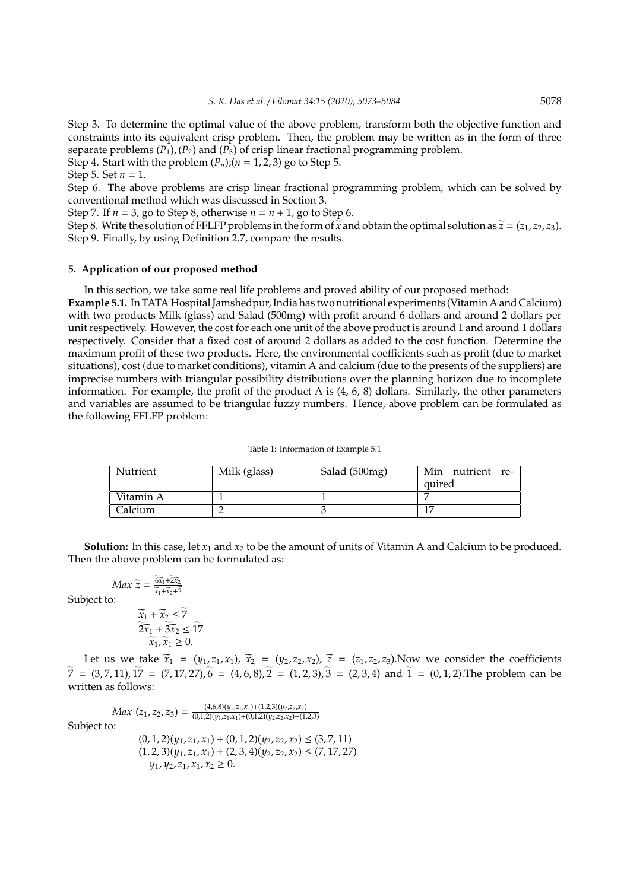Step 3. To determine the optimal value of the above problem, transform both the objective function and constraints into its equivalent crisp problem. Then, the problem may be written as in the form of three separate problems $(P_1)$, $(P_2)$ and $(P_3)$ of crisp linear fractional programming problem.

Step 4. Start with the problem $(P_n)$;$(n = 1, 2, 3)$ go to Step 5.

Step 5. Set $n = 1$.

Step 6. The above problems are crisp linear fractional programming problem, which can be solved by conventional method which was discussed in Section 3.

Step 7. If $n = 3$, go to Step 8, otherwise $n = n + 1$, go to Step 6.

Step 8. Write the solution of FFLFP problems in the form of $\widetilde{x}$ and obtain the optimal solution as $\widetilde{z} = (z_1, z_2, z_3)$.

Step 9. Finally, by using Definition 2.7, compare the results.

## 5. Application of our proposed method

In this section, we take some real life problems and proved ability of our proposed method:

**Example 5.1.** In TATA Hospital Jamshedpur, India has two nutritional experiments (Vitamin A and Calcium) with two products Milk (glass) and Salad (500mg) with profit around 6 dollars and around 2 dollars per unit respectively. However, the cost for each one unit of the above product is around 1 and around 1 dollars respectively. Consider that a fixed cost of around 2 dollars as added to the cost function. Determine the maximum profit of these two products. Here, the environmental coefficients such as profit (due to market situations), cost (due to market conditions), vitamin A and calcium (due to the presents of the suppliers) are imprecise numbers with triangular possibility distributions over the planning horizon due to incomplete information. For example, the profit of the product A is (4, 6, 8) dollars. Similarly, the other parameters and variables are assumed to be triangular fuzzy numbers. Hence, above problem can be formulated as the following FFLFP problem:

Table 1: Information of Example 5.1

| Nutrient | Milk (glass) | Salad (500mg) | Min nutrient required |
|---|---|---|---|
| Vitamin A | 1 | 1 | 7 |
| Calcium | 2 | 3 | 17 |

**Solution:** In this case, let $x_1$ and $x_2$ to be the amount of units of Vitamin A and Calcium to be produced. Then the above problem can be formulated as:

$$Max\ \widetilde{z} = \frac{\widetilde{6}\widetilde{x}_1 + \widetilde{2}\widetilde{x}_2}{\widetilde{x}_1 + \widetilde{x}_2 + \widetilde{2}}$$

Subject to:

$$\widetilde{x}_1 + \widetilde{x}_2 \leq \widetilde{7}$$
$$\widetilde{2}\widetilde{x}_1 + \widetilde{3}\widetilde{x}_2 \leq \widetilde{17}$$
$$\widetilde{x}_1, \widetilde{x}_1 \geq 0.$$

Let us we take $\widetilde{x}_1 = (y_1, z_1, x_1)$, $\widetilde{x}_2 = (y_2, z_2, x_2)$, $\widetilde{z} = (z_1, z_2, z_3)$.Now we consider the coefficients $\widetilde{7} = (3, 7, 11)$, $\widetilde{17} = (7, 17, 27)$, $\widetilde{6} = (4, 6, 8)$, $\widetilde{2} = (1, 2, 3)$, $\widetilde{3} = (2, 3, 4)$ and $\widetilde{1} = (0, 1, 2)$.The problem can be written as follows:

$$Max\ (z_1, z_2, z_3) = \frac{(4,6,8)(y_1,z_1,x_1)+(1,2,3)(y_2,z_2,x_2)}{(0,1,2)(y_1,z_1,x_1)+(0,1,2)(y_2,z_2,x_2)+(1,2,3)}$$

Subject to:

$$(0, 1, 2)(y_1, z_1, x_1) + (0, 1, 2)(y_2, z_2, x_2) \leq (3, 7, 11)$$
$$(1, 2, 3)(y_1, z_1, x_1) + (2, 3, 4)(y_2, z_2, x_2) \leq (7, 17, 27)$$
$$y_1, y_2, z_1, x_1, x_2 \geq 0.$$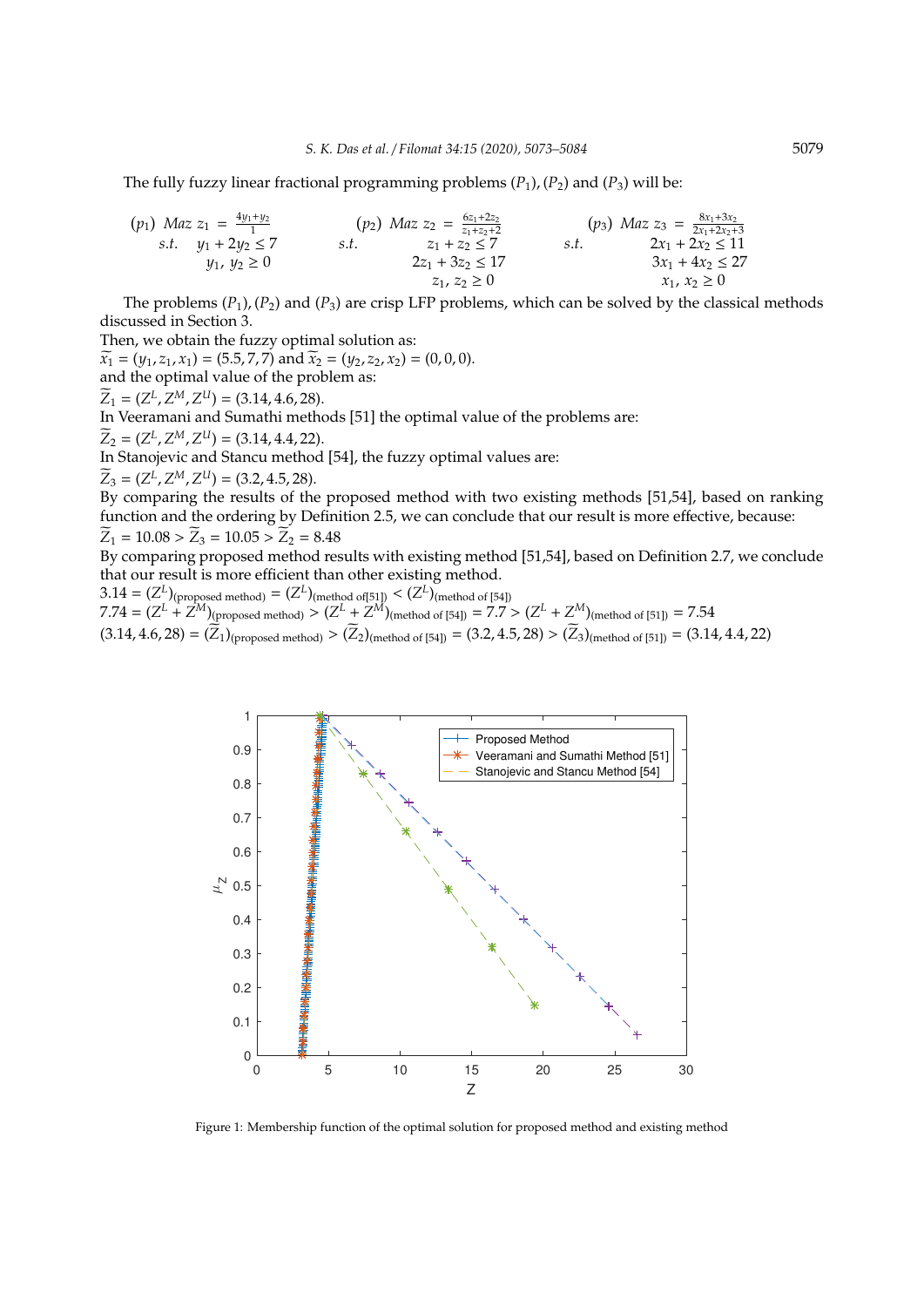The fully fuzzy linear fractional programming problems $(P_1)$, $(P_2)$ and $(P_3)$ will be:

$$(p_1)\ Maz\ z_1 = \frac{4y_1+y_2}{1} \quad s.t.\quad y_1 + 2y_2 \leq 7,\quad y_1,\ y_2 \geq 0$$

$$(p_2)\ Maz\ z_2 = \frac{6z_1+2z_2}{z_1+z_2+2} \quad s.t.\quad z_1 + z_2 \leq 7,\quad 2z_1 + 3z_2 \leq 17,\quad z_1,\ z_2 \geq 0$$

$$(p_3)\ Maz\ z_3 = \frac{8x_1+3x_2}{2x_1+2x_2+3} \quad s.t.\quad 2x_1 + 2x_2 \leq 11,\quad 3x_1 + 4x_2 \leq 27,\quad x_1,\ x_2 \geq 0$$

The problems $(P_1)$, $(P_2)$ and $(P_3)$ are crisp LFP problems, which can be solved by the classical methods discussed in Section 3.

Then, we obtain the fuzzy optimal solution as:

$\widetilde{x_1} = (y_1, z_1, x_1) = (5.5, 7, 7)$ and $\widetilde{x_2} = (y_2, z_2, x_2) = (0, 0, 0)$.

and the optimal value of the problem as:

$\widetilde{Z}_1 = (Z^L, Z^M, Z^U) = (3.14, 4.6, 28)$.

In Veeramani and Sumathi methods [51] the optimal value of the problems are:

$\widetilde{Z}_2 = (Z^L, Z^M, Z^U) = (3.14, 4.4, 22)$.

In Stanojevic and Stancu method [54], the fuzzy optimal values are:

$\widetilde{Z}_3 = (Z^L, Z^M, Z^U) = (3.2, 4.5, 28)$.

By comparing the results of the proposed method with two existing methods [51,54], based on ranking function and the ordering by Definition 2.5, we can conclude that our result is more effective, because:

$\widetilde{Z}_1 = 10.08 > \widetilde{Z}_3 = 10.05 > \widetilde{Z}_2 = 8.48$

By comparing proposed method results with existing method [51,54], based on Definition 2.7, we conclude that our result is more efficient than other existing method.

$3.14 = (Z^L)_{(\text{proposed method})} = (Z^L)_{(\text{method of[51]})} < (Z^L)_{(\text{method of [54]})}$

$7.74 = (Z^L + Z^M)_{(\text{proposed method})} > (Z^L + Z^M)_{(\text{method of [54]})} = 7.7 > (Z^L + Z^M)_{(\text{method of [51]})} = 7.54$

$(3.14, 4.6, 28) = (\widetilde{Z}_1)_{(\text{proposed method})} > (\widetilde{Z}_2)_{(\text{method of [54]})} = (3.2, 4.5, 28) > (\widetilde{Z}_3)_{(\text{method of [51]})} = (3.14, 4.4, 22)$

Figure 1: Membership function of the optimal solution for proposed method and existing method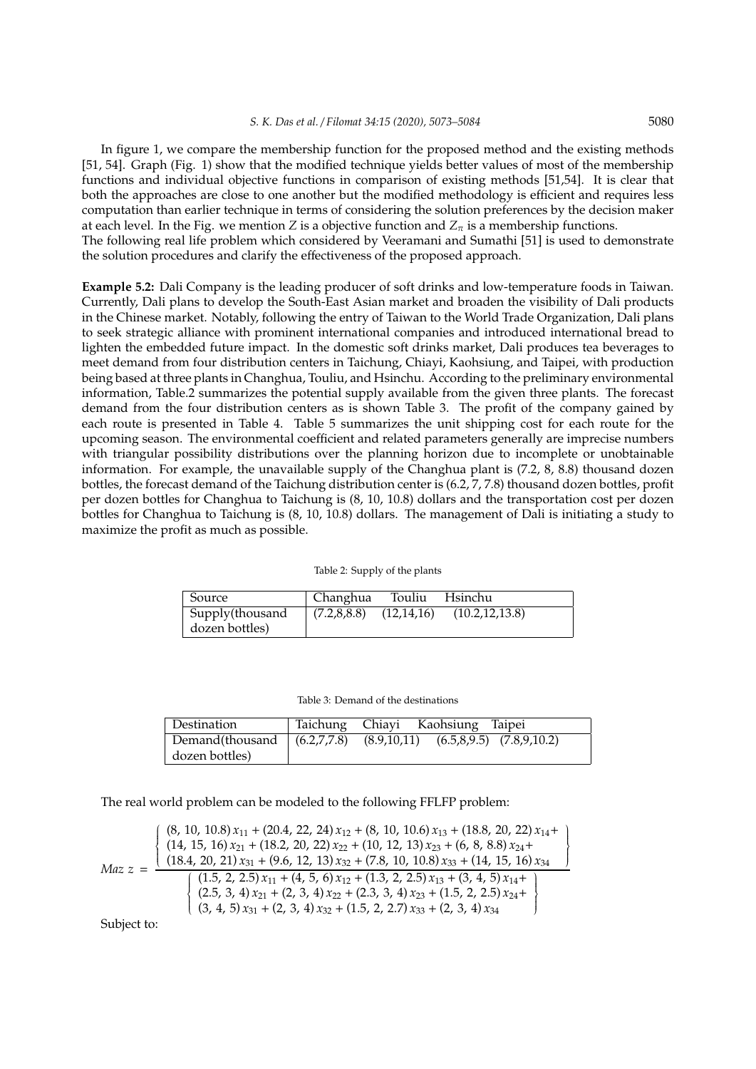In figure 1, we compare the membership function for the proposed method and the existing methods [51, 54]. Graph (Fig. 1) show that the modified technique yields better values of most of the membership functions and individual objective functions in comparison of existing methods [51,54]. It is clear that both the approaches are close to one another but the modified methodology is efficient and requires less computation than earlier technique in terms of considering the solution preferences by the decision maker at each level. In the Fig. we mention $Z$ is a objective function and $Z_\pi$ is a membership functions.
The following real life problem which considered by Veeramani and Sumathi [51] is used to demonstrate the solution procedures and clarify the effectiveness of the proposed approach.

**Example 5.2:** Dali Company is the leading producer of soft drinks and low-temperature foods in Taiwan. Currently, Dali plans to develop the South-East Asian market and broaden the visibility of Dali products in the Chinese market. Notably, following the entry of Taiwan to the World Trade Organization, Dali plans to seek strategic alliance with prominent international companies and introduced international bread to lighten the embedded future impact. In the domestic soft drinks market, Dali produces tea beverages to meet demand from four distribution centers in Taichung, Chiayi, Kaohsiung, and Taipei, with production being based at three plants in Changhua, Touliu, and Hsinchu. According to the preliminary environmental information, Table.2 summarizes the potential supply available from the given three plants. The forecast demand from the four distribution centers as is shown Table 3. The profit of the company gained by each route is presented in Table 4. Table 5 summarizes the unit shipping cost for each route for the upcoming season. The environmental coefficient and related parameters generally are imprecise numbers with triangular possibility distributions over the planning horizon due to incomplete or unobtainable information. For example, the unavailable supply of the Changhua plant is (7.2, 8, 8.8) thousand dozen bottles, the forecast demand of the Taichung distribution center is (6.2, 7, 7.8) thousand dozen bottles, profit per dozen bottles for Changhua to Taichung is (8, 10, 10.8) dollars and the transportation cost per dozen bottles for Changhua to Taichung is (8, 10, 10.8) dollars. The management of Dali is initiating a study to maximize the profit as much as possible.

Table 2: Supply of the plants

| Source | Changhua | Touliu | Hsinchu |
|---|---|---|---|
| Supply(thousand dozen bottles) | (7.2,8,8.8) | (12,14,16) | (10.2,12,13.8) |

Table 3: Demand of the destinations

| Destination | Taichung | Chiayi | Kaohsiung | Taipei |
|---|---|---|---|---|
| Demand(thousand dozen bottles) | (6.2,7,7.8) | (8.9,10,11) | (6.5,8,9.5) | (7.8,9,10.2) |

The real world problem can be modeled to the following FFLFP problem:

$$
Maz\ z = \frac{\left\{ \begin{array}{l} (8,\,10,\,10.8)\,x_{11} + (20.4,\,22,\,24)\,x_{12} + (8,\,10,\,10.6)\,x_{13} + (18.8,\,20,\,22)\,x_{14} + \\ (14,\,15,\,16)\,x_{21} + (18.2,\,20,\,22)\,x_{22} + (10,\,12,\,13)\,x_{23} + (6,\,8,\,8.8)\,x_{24} + \\ (18.4,\,20,\,21)\,x_{31} + (9.6,\,12,\,13)\,x_{32} + (7.8,\,10,\,10.8)\,x_{33} + (14,\,15,\,16)\,x_{34} \end{array} \right\}}{\left\{ \begin{array}{l} (1.5,\,2,\,2.5)\,x_{11} + (4,\,5,\,6)\,x_{12} + (1.3,\,2,\,2.5)\,x_{13} + (3,\,4,\,5)\,x_{14} + \\ (2.5,\,3,\,4)\,x_{21} + (2,\,3,\,4)\,x_{22} + (2.3,\,3,\,4)\,x_{23} + (1.5,\,2,\,2.5)\,x_{24} + \\ (3,\,4,\,5)\,x_{31} + (2,\,3,\,4)\,x_{32} + (1.5,\,2,\,2.7)\,x_{33} + (2,\,3,\,4)\,x_{34} \end{array} \right\}}
$$

Subject to: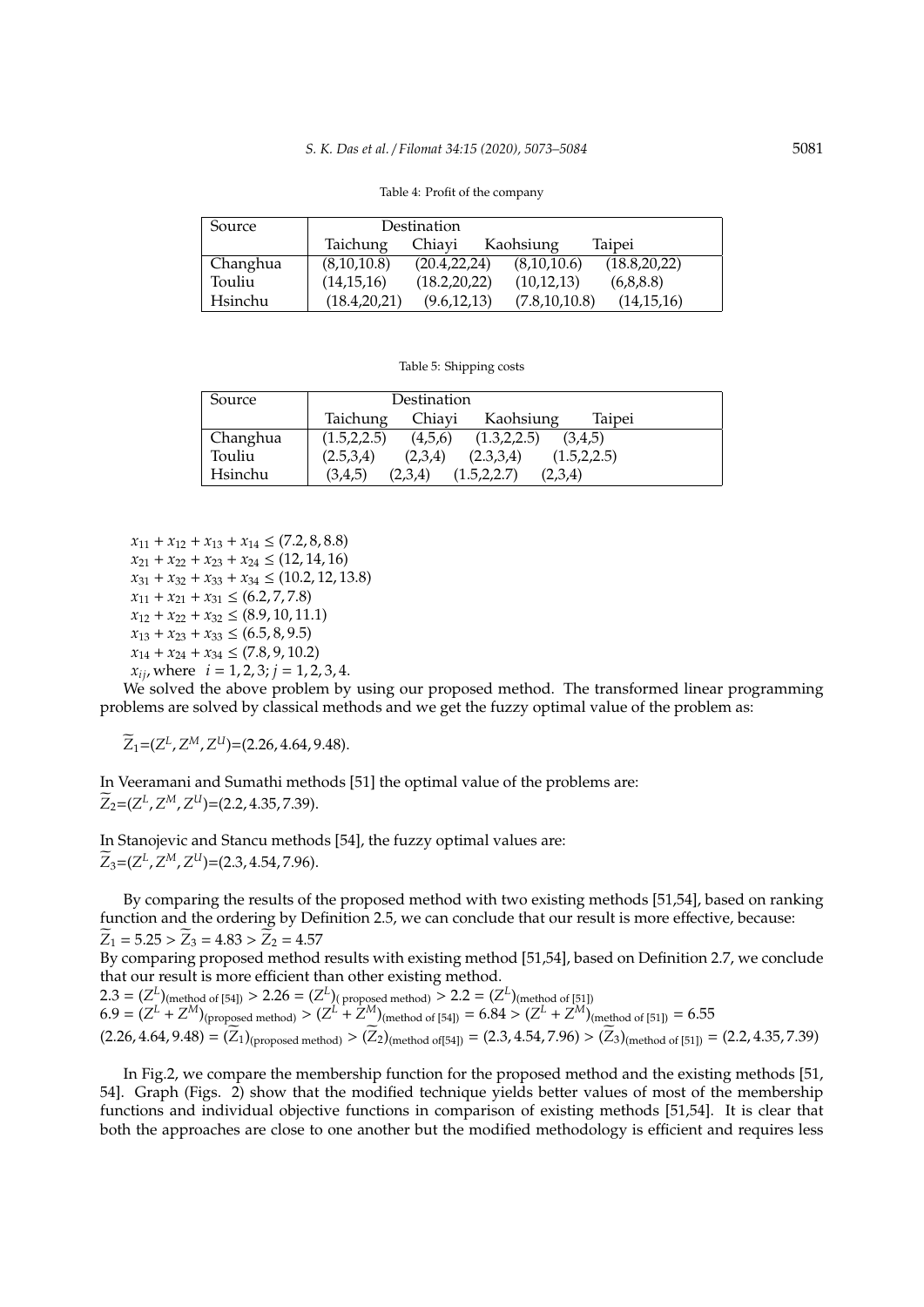Table 4: Profit of the company

| Source | Destination | | | |
|---|---|---|---|---|
| | Taichung | Chiayi | Kaohsiung | Taipei |
| Changhua | (8,10,10.8) | (20.4,22,24) | (8,10,10.6) | (18.8,20,22) |
| Touliu | (14,15,16) | (18.2,20,22) | (10,12,13) | (6,8,8.8) |
| Hsinchu | (18.4,20,21) | (9.6,12,13) | (7.8,10,10.8) | (14,15,16) |

Table 5: Shipping costs

| Source | Destination | | | |
|---|---|---|---|---|
| | Taichung | Chiayi | Kaohsiung | Taipei |
| Changhua | (1.5,2,2.5) | (4,5,6) | (1.3,2,2.5) | (3,4,5) |
| Touliu | (2.5,3,4) | (2,3,4) | (2.3,3,4) | (1.5,2,2.5) |
| Hsinchu | (3,4,5) | (2,3,4) | (1.5,2,2.7) | (2,3,4) |

$x_{11} + x_{12} + x_{13} + x_{14} \leq (7.2, 8, 8.8)$
$x_{21} + x_{22} + x_{23} + x_{24} \leq (12, 14, 16)$
$x_{31} + x_{32} + x_{33} + x_{34} \leq (10.2, 12, 13.8)$
$x_{11} + x_{21} + x_{31} \leq (6.2, 7, 7.8)$
$x_{12} + x_{22} + x_{32} \leq (8.9, 10, 11.1)$
$x_{13} + x_{23} + x_{33} \leq (6.5, 8, 9.5)$
$x_{14} + x_{24} + x_{34} \leq (7.8, 9, 10.2)$
$x_{ij}$, where $i = 1, 2, 3; j = 1, 2, 3, 4.$

We solved the above problem by using our proposed method. The transformed linear programming problems are solved by classical methods and we get the fuzzy optimal value of the problem as:

$\widetilde{Z}_1$=$(Z^L, Z^M, Z^U)$=$(2.26, 4.64, 9.48)$.

In Veeramani and Sumathi methods [51] the optimal value of the problems are:
$\widetilde{Z}_2$=$(Z^L, Z^M, Z^U)$=$(2.2, 4.35, 7.39)$.

In Stanojevic and Stancu methods [54], the fuzzy optimal values are:
$\widetilde{Z}_3$=$(Z^L, Z^M, Z^U)$=$(2.3, 4.54, 7.96)$.

By comparing the results of the proposed method with two existing methods [51,54], based on ranking function and the ordering by Definition 2.5, we can conclude that our result is more effective, because:
$\widetilde{Z}_1 = 5.25 > \widetilde{Z}_3 = 4.83 > \widetilde{Z}_2 = 4.57$
By comparing proposed method results with existing method [51,54], based on Definition 2.7, we conclude that our result is more efficient than other existing method.
$2.3 = (Z^L)_{\text{(method of [54])}} > 2.26 = (Z^L)_{\text{( proposed method)}} > 2.2 = (Z^L)_{\text{(method of [51])}}$
$6.9 = (Z^L + Z^M)_{\text{(proposed method)}} > (Z^L + Z^M)_{\text{(method of [54])}} = 6.84 > (Z^L + Z^M)_{\text{(method of [51])}} = 6.55$
$(2.26, 4.64, 9.48) = (\widetilde{Z}_1)_{\text{(proposed method)}} > (\widetilde{Z}_2)_{\text{(method of[54])}} = (2.3, 4.54, 7.96) > (\widetilde{Z}_3)_{\text{(method of [51])}} = (2.2, 4.35, 7.39)$

In Fig.2, we compare the membership function for the proposed method and the existing methods [51, 54]. Graph (Figs. 2) show that the modified technique yields better values of most of the membership functions and individual objective functions in comparison of existing methods [51,54]. It is clear that both the approaches are close to one another but the modified methodology is efficient and requires less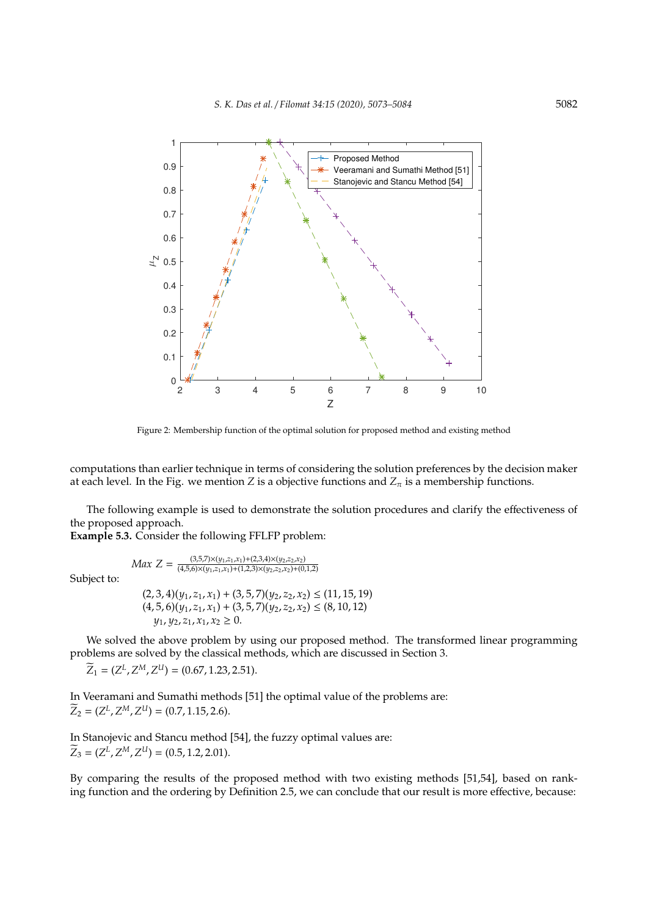Figure 2: Membership function of the optimal solution for proposed method and existing method

computations than earlier technique in terms of considering the solution preferences by the decision maker at each level. In the Fig. we mention $Z$ is a objective functions and $Z_\pi$ is a membership functions.

The following example is used to demonstrate the solution procedures and clarify the effectiveness of the proposed approach.

**Example 5.3.** Consider the following FFLFP problem:

$$Max\ Z = \frac{(3,5,7)\times(y_1,z_1,x_1)+(2,3,4)\times(y_2,z_2,x_2)}{(4,5,6)\times(y_1,z_1,x_1)+(1,2,3)\times(y_2,z_2,x_2)+(0,1,2)}$$

Subject to:

$$(2,3,4)(y_1,z_1,x_1) + (3,5,7)(y_2,z_2,x_2) \leq (11,15,19)$$
$$(4,5,6)(y_1,z_1,x_1) + (3,5,7)(y_2,z_2,x_2) \leq (8,10,12)$$
$$y_1, y_2, z_1, x_1, x_2 \geq 0.$$

We solved the above problem by using our proposed method. The transformed linear programming problems are solved by the classical methods, which are discussed in Section 3.

$\widetilde{Z}_1 = (Z^L, Z^M, Z^U) = (0.67, 1.23, 2.51).$

In Veeramani and Sumathi methods [51] the optimal value of the problems are:
$\widetilde{Z}_2 = (Z^L, Z^M, Z^U) = (0.7, 1.15, 2.6).$

In Stanojevic and Stancu method [54], the fuzzy optimal values are:
$\widetilde{Z}_3 = (Z^L, Z^M, Z^U) = (0.5, 1.2, 2.01).$

By comparing the results of the proposed method with two existing methods [51,54], based on ranking function and the ordering by Definition 2.5, we can conclude that our result is more effective, because: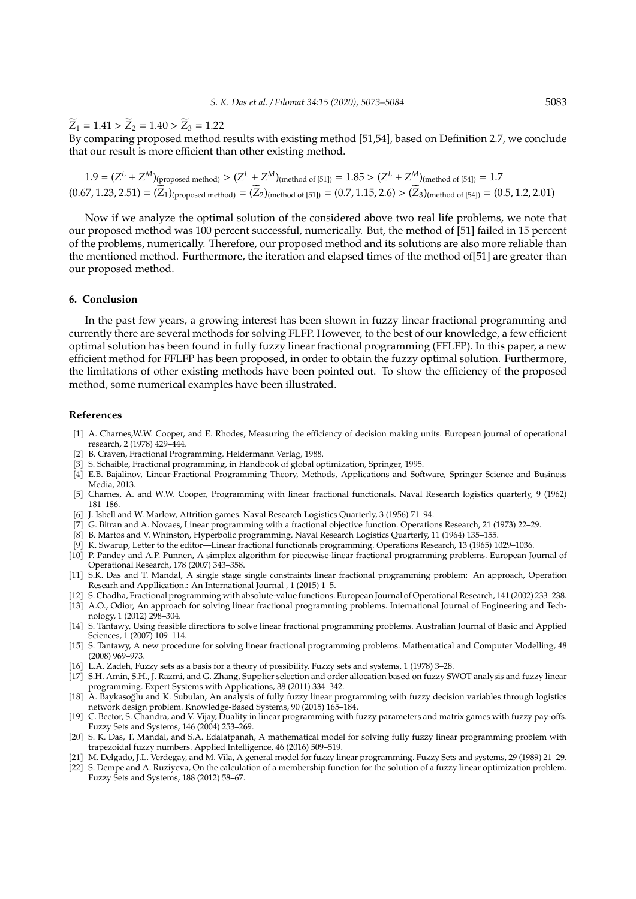$\widetilde{Z}_1 = 1.41 > \widetilde{Z}_2 = 1.40 > \widetilde{Z}_3 = 1.22$

By comparing proposed method results with existing method [51,54], based on Definition 2.7, we conclude that our result is more efficient than other existing method.

$$1.9 = (Z^L + Z^M)_{(\text{proposed method})} > (Z^L + Z^M)_{(\text{method of [51]})} = 1.85 > (Z^L + Z^M)_{(\text{method of [54]})} = 1.7$$
$$(0.67, 1.23, 2.51) = (\widetilde{Z}_1)_{(\text{proposed method})} = (\widetilde{Z}_2)_{(\text{method of [51]})} = (0.7, 1.15, 2.6) > (\widetilde{Z}_3)_{(\text{method of [54]})} = (0.5, 1.2, 2.01)$$

Now if we analyze the optimal solution of the considered above two real life problems, we note that our proposed method was 100 percent successful, numerically. But, the method of [51] failed in 15 percent of the problems, numerically. Therefore, our proposed method and its solutions are also more reliable than the mentioned method. Furthermore, the iteration and elapsed times of the method of[51] are greater than our proposed method.

## 6. Conclusion

In the past few years, a growing interest has been shown in fuzzy linear fractional programming and currently there are several methods for solving FLFP. However, to the best of our knowledge, a few efficient optimal solution has been found in fully fuzzy linear fractional programming (FFLFP). In this paper, a new efficient method for FFLFP has been proposed, in order to obtain the fuzzy optimal solution. Furthermore, the limitations of other existing methods have been pointed out. To show the efficiency of the proposed method, some numerical examples have been illustrated.

## References

[1] A. Charnes,W.W. Cooper, and E. Rhodes, Measuring the efficiency of decision making units. European journal of operational research, 2 (1978) 429–444.

[2] B. Craven, Fractional Programming. Heldermann Verlag, 1988.

[3] S. Schaible, Fractional programming, in Handbook of global optimization, Springer, 1995.

[4] E.B. Bajalinov, Linear-Fractional Programming Theory, Methods, Applications and Software, Springer Science and Business Media, 2013.

[5] Charnes, A. and W.W. Cooper, Programming with linear fractional functionals. Naval Research logistics quarterly, 9 (1962) 181–186.

[6] J. Isbell and W. Marlow, Attrition games. Naval Research Logistics Quarterly, 3 (1956) 71–94.

[7] G. Bitran and A. Novaes, Linear programming with a fractional objective function. Operations Research, 21 (1973) 22–29.

[8] B. Martos and V. Whinston, Hyperbolic programming. Naval Research Logistics Quarterly, 11 (1964) 135–155.

[9] K. Swarup, Letter to the editor—Linear fractional functionals programming. Operations Research, 13 (1965) 1029–1036.

[10] P. Pandey and A.P. Punnen, A simplex algorithm for piecewise-linear fractional programming problems. European Journal of Operational Research, 178 (2007) 343–358.

[11] S.K. Das and T. Mandal, A single stage single constraints linear fractional programming problem: An approach, Operation Researh and Appllication.: An International Journal , 1 (2015) 1–5.

[12] S. Chadha, Fractional programming with absolute-value functions. European Journal of Operational Research, 141 (2002) 233–238.

[13] A.O., Odior, An approach for solving linear fractional programming problems. International Journal of Engineering and Technology, 1 (2012) 298–304.

[14] S. Tantawy, Using feasible directions to solve linear fractional programming problems. Australian Journal of Basic and Applied Sciences, 1 (2007) 109–114.

[15] S. Tantawy, A new procedure for solving linear fractional programming problems. Mathematical and Computer Modelling, 48 (2008) 969–973.

[16] L.A. Zadeh, Fuzzy sets as a basis for a theory of possibility. Fuzzy sets and systems, 1 (1978) 3–28.

[17] S.H. Amin, S.H., J. Razmi, and G. Zhang, Supplier selection and order allocation based on fuzzy SWOT analysis and fuzzy linear programming. Expert Systems with Applications, 38 (2011) 334–342.

[18] A. Baykasoğlu and K. Subulan, An analysis of fully fuzzy linear programming with fuzzy decision variables through logistics network design problem. Knowledge-Based Systems, 90 (2015) 165–184.

[19] C. Bector, S. Chandra, and V. Vijay, Duality in linear programming with fuzzy parameters and matrix games with fuzzy pay-offs. Fuzzy Sets and Systems, 146 (2004) 253–269.

[20] S. K. Das, T. Mandal, and S.A. Edalatpanah, A mathematical model for solving fully fuzzy linear programming problem with trapezoidal fuzzy numbers. Applied Intelligence, 46 (2016) 509–519.

[21] M. Delgado, J.L. Verdegay, and M. Vila, A general model for fuzzy linear programming. Fuzzy Sets and systems, 29 (1989) 21–29.

[22] S. Dempe and A. Ruziyeva, On the calculation of a membership function for the solution of a fuzzy linear optimization problem. Fuzzy Sets and Systems, 188 (2012) 58–67.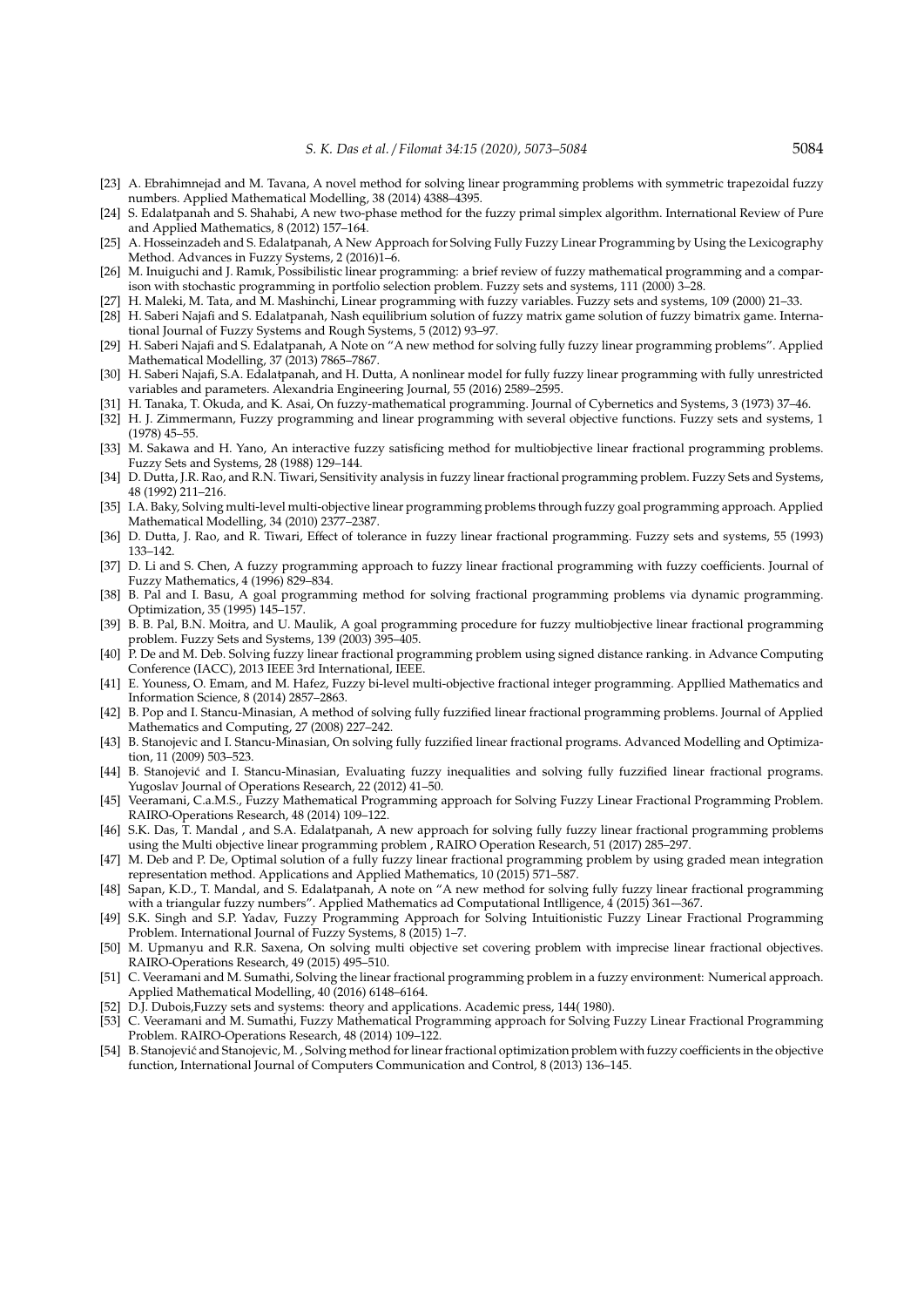[23] A. Ebrahimnejad and M. Tavana, A novel method for solving linear programming problems with symmetric trapezoidal fuzzy numbers. Applied Mathematical Modelling, 38 (2014) 4388–4395.

[24] S. Edalatpanah and S. Shahabi, A new two-phase method for the fuzzy primal simplex algorithm. International Review of Pure and Applied Mathematics, 8 (2012) 157–164.

[25] A. Hosseinzadeh and S. Edalatpanah, A New Approach for Solving Fully Fuzzy Linear Programming by Using the Lexicography Method. Advances in Fuzzy Systems, 2 (2016)1–6.

[26] M. Inuiguchi and J. Ramık, Possibilistic linear programming: a brief review of fuzzy mathematical programming and a comparison with stochastic programming in portfolio selection problem. Fuzzy sets and systems, 111 (2000) 3–28.

[27] H. Maleki, M. Tata, and M. Mashinchi, Linear programming with fuzzy variables. Fuzzy sets and systems, 109 (2000) 21–33.

[28] H. Saberi Najafi and S. Edalatpanah, Nash equilibrium solution of fuzzy matrix game solution of fuzzy bimatrix game. International Journal of Fuzzy Systems and Rough Systems, 5 (2012) 93–97.

[29] H. Saberi Najafi and S. Edalatpanah, A Note on "A new method for solving fully fuzzy linear programming problems". Applied Mathematical Modelling, 37 (2013) 7865–7867.

[30] H. Saberi Najafi, S.A. Edalatpanah, and H. Dutta, A nonlinear model for fully fuzzy linear programming with fully unrestricted variables and parameters. Alexandria Engineering Journal, 55 (2016) 2589–2595.

[31] H. Tanaka, T. Okuda, and K. Asai, On fuzzy-mathematical programming. Journal of Cybernetics and Systems, 3 (1973) 37–46.

[32] H. J. Zimmermann, Fuzzy programming and linear programming with several objective functions. Fuzzy sets and systems, 1 (1978) 45–55.

[33] M. Sakawa and H. Yano, An interactive fuzzy satisficing method for multiobjective linear fractional programming problems. Fuzzy Sets and Systems, 28 (1988) 129–144.

[34] D. Dutta, J.R. Rao, and R.N. Tiwari, Sensitivity analysis in fuzzy linear fractional programming problem. Fuzzy Sets and Systems, 48 (1992) 211–216.

[35] I.A. Baky, Solving multi-level multi-objective linear programming problems through fuzzy goal programming approach. Applied Mathematical Modelling, 34 (2010) 2377–2387.

[36] D. Dutta, J. Rao, and R. Tiwari, Effect of tolerance in fuzzy linear fractional programming. Fuzzy sets and systems, 55 (1993) 133–142.

[37] D. Li and S. Chen, A fuzzy programming approach to fuzzy linear fractional programming with fuzzy coefficients. Journal of Fuzzy Mathematics, 4 (1996) 829–834.

[38] B. Pal and I. Basu, A goal programming method for solving fractional programming problems via dynamic programming. Optimization, 35 (1995) 145–157.

[39] B. B. Pal, B.N. Moitra, and U. Maulik, A goal programming procedure for fuzzy multiobjective linear fractional programming problem. Fuzzy Sets and Systems, 139 (2003) 395–405.

[40] P. De and M. Deb. Solving fuzzy linear fractional programming problem using signed distance ranking. in Advance Computing Conference (IACC), 2013 IEEE 3rd International, IEEE.

[41] E. Youness, O. Emam, and M. Hafez, Fuzzy bi-level multi-objective fractional integer programming. Appllied Mathematics and Information Science, 8 (2014) 2857–2863.

[42] B. Pop and I. Stancu-Minasian, A method of solving fully fuzzified linear fractional programming problems. Journal of Applied Mathematics and Computing, 27 (2008) 227–242.

[43] B. Stanojevic and I. Stancu-Minasian, On solving fully fuzzified linear fractional programs. Advanced Modelling and Optimization, 11 (2009) 503–523.

[44] B. Stanojević and I. Stancu-Minasian, Evaluating fuzzy inequalities and solving fully fuzzified linear fractional programs. Yugoslav Journal of Operations Research, 22 (2012) 41–50.

[45] Veeramani, C.a.M.S., Fuzzy Mathematical Programming approach for Solving Fuzzy Linear Fractional Programming Problem. RAIRO-Operations Research, 48 (2014) 109–122.

[46] S.K. Das, T. Mandal , and S.A. Edalatpanah, A new approach for solving fully fuzzy linear fractional programming problems using the Multi objective linear programming problem , RAIRO Operation Research, 51 (2017) 285–297.

[47] M. Deb and P. De, Optimal solution of a fully fuzzy linear fractional programming problem by using graded mean integration representation method. Applications and Applied Mathematics, 10 (2015) 571–587.

[48] Sapan, K.D., T. Mandal, and S. Edalatpanah, A note on "A new method for solving fully fuzzy linear fractional programming with a triangular fuzzy numbers". Applied Mathematics ad Computational Intlligence, 4 (2015) 361–-367.

[49] S.K. Singh and S.P. Yadav, Fuzzy Programming Approach for Solving Intuitionistic Fuzzy Linear Fractional Programming Problem. International Journal of Fuzzy Systems, 8 (2015) 1–7.

[50] M. Upmanyu and R.R. Saxena, On solving multi objective set covering problem with imprecise linear fractional objectives. RAIRO-Operations Research, 49 (2015) 495–510.

[51] C. Veeramani and M. Sumathi, Solving the linear fractional programming problem in a fuzzy environment: Numerical approach. Applied Mathematical Modelling, 40 (2016) 6148–6164.

[52] D.J. Dubois,Fuzzy sets and systems: theory and applications. Academic press, 144( 1980).

[53] C. Veeramani and M. Sumathi, Fuzzy Mathematical Programming approach for Solving Fuzzy Linear Fractional Programming Problem. RAIRO-Operations Research, 48 (2014) 109–122.

[54] B. Stanojević and Stanojevic, M. , Solving method for linear fractional optimization problem with fuzzy coefficients in the objective function, International Journal of Computers Communication and Control, 8 (2013) 136–145.